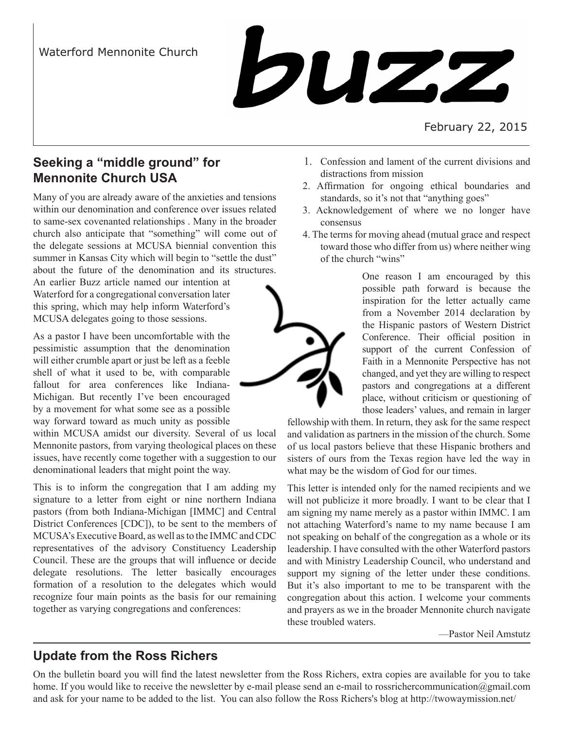Waterford Mennonite Church

# buzz

February 22, 2015

## Seeking a "middle ground" for Mennonite Church USA

Many of you are already aware of the anxieties and tensions within our denomination and conference over issues related to same-sex covenanted relationships . Many in the broader church also anticipate that "something" will come out of the delegate sessions at MCUSA biennial convention this summer in Kansas City which will begin to "settle the dust" about the future of the denomination and its structures. An earlier Buzz article named our intention at Waterford for a congregational conversation later this spring, which may help inform Waterford's MCUSA delegates going to those sessions.

As a pastor I have been uncomfortable with the pessimistic assumption that the denomination will either crumble apart or just be left as a feeble shell of what it used to be, with comparable fallout for area conferences like Indiana-Michigan. But recently I've been encouraged by a movement for what some see as a possible way forward toward as much unity as possible within MCUSA amidst our diversity. Several of us local Mennonite pastors, from varying theological places on these issues, have recently come together with a suggestion to our denominational leaders that might point the way.

This is to inform the congregation that I am adding my signature to a letter from eight or nine northern Indiana pastors (from both Indiana-Michigan [IMMC] and Central District Conferences [CDC]), to be sent to the members of MCUSA's Executive Board, as well as to the IMMC and CDC representatives of the advisory Constituency Leadership Council. These are the groups that will influence or decide delegate resolutions. The letter basically encourages formation of a resolution to the delegates which would recognize four main points as the basis for our remaining together as varying congregations and conferences:

1. Confession and lament of the current divisions and distractions from mission
2. Affirmation for ongoing ethical boundaries and standards, so it's not that "anything goes"
3. Acknowledgement of where we no longer have consensus
4. The terms for moving ahead (mutual grace and respect toward those who differ from us) where neither wing of the church "wins"

One reason I am encouraged by this possible path forward is because the inspiration for the letter actually came from a November 2014 declaration by the Hispanic pastors of Western District Conference. Their official position in support of the current Confession of Faith in a Mennonite Perspective has not changed, and yet they are willing to respect pastors and congregations at a different place, without criticism or questioning of those leaders' values, and remain in larger fellowship with them. In return, they ask for the same respect and validation as partners in the mission of the church. Some of us local pastors believe that these Hispanic brothers and sisters of ours from the Texas region have led the way in what may be the wisdom of God for our times.

This letter is intended only for the named recipients and we will not publicize it more broadly. I want to be clear that I am signing my name merely as a pastor within IMMC. I am not attaching Waterford's name to my name because I am not speaking on behalf of the congregation as a whole or its leadership. I have consulted with the other Waterford pastors and with Ministry Leadership Council, who understand and support my signing of the letter under these conditions. But it's also important to me to be transparent with the congregation about this action. I welcome your comments and prayers as we in the broader Mennonite church navigate these troubled waters.

—Pastor Neil Amstutz

## Update from the Ross Richers

On the bulletin board you will find the latest newsletter from the Ross Richers, extra copies are available for you to take home. If you would like to receive the newsletter by e-mail please send an e-mail to rossrichercommunication@gmail.com and ask for your name to be added to the list. You can also follow the Ross Richers's blog at http://twowaymission.net/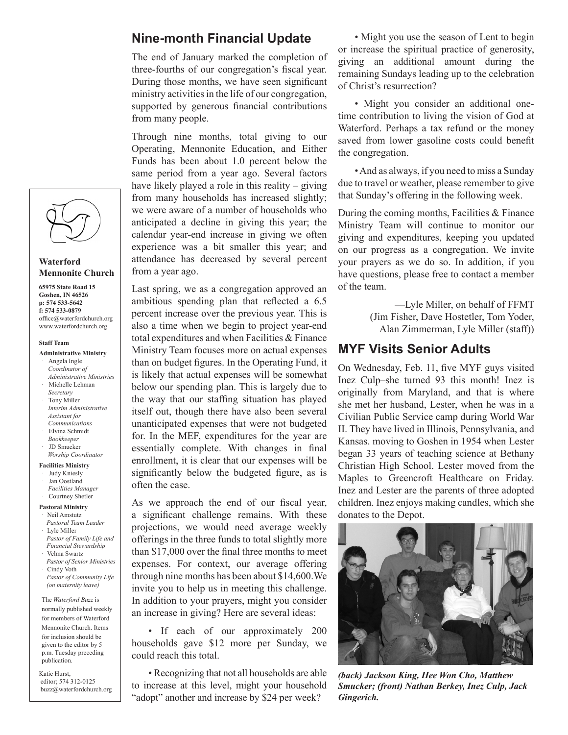## Nine-month Financial Update

The end of January marked the completion of three-fourths of our congregation's fiscal year. During those months, we have seen significant ministry activities in the life of our congregation, supported by generous financial contributions from many people.

Through nine months, total giving to our Operating, Mennonite Education, and Either Funds has been about 1.0 percent below the same period from a year ago. Several factors have likely played a role in this reality – giving from many households has increased slightly; we were aware of a number of households who anticipated a decline in giving this year; the calendar year-end increase in giving we often experience was a bit smaller this year; and attendance has decreased by several percent from a year ago.

Last spring, we as a congregation approved an ambitious spending plan that reflected a 6.5 percent increase over the previous year. This is also a time when we begin to project year-end total expenditures and when Facilities & Finance Ministry Team focuses more on actual expenses than on budget figures. In the Operating Fund, it is likely that actual expenses will be somewhat below our spending plan. This is largely due to the way that our staffing situation has played itself out, though there have also been several unanticipated expenses that were not budgeted for. In the MEF, expenditures for the year are essentially complete. With changes in final enrollment, it is clear that our expenses will be significantly below the budgeted figure, as is often the case.

As we approach the end of our fiscal year, a significant challenge remains. With these projections, we would need average weekly offerings in the three funds to total slightly more than $17,000 over the final three months to meet expenses. For context, our average offering through nine months has been about $14,600.We invite you to help us in meeting this challenge. In addition to your prayers, might you consider an increase in giving? Here are several ideas:

• If each of our approximately 200 households gave $12 more per Sunday, we could reach this total.

• Recognizing that not all households are able to increase at this level, might your household "adopt" another and increase by $24 per week?

• Might you use the season of Lent to begin or increase the spiritual practice of generosity, giving an additional amount during the remaining Sundays leading up to the celebration of Christ's resurrection?

• Might you consider an additional one-time contribution to living the vision of God at Waterford. Perhaps a tax refund or the money saved from lower gasoline costs could benefit the congregation.

• And as always, if you need to miss a Sunday due to travel or weather, please remember to give that Sunday's offering in the following week.

During the coming months, Facilities & Finance Ministry Team will continue to monitor our giving and expenditures, keeping you updated on our progress as a congregation. We invite your prayers as we do so. In addition, if you have questions, please free to contact a member of the team.

—Lyle Miller, on behalf of FFMT
(Jim Fisher, Dave Hostetler, Tom Yoder,
Alan Zimmerman, Lyle Miller (staff))

## MYF Visits Senior Adults

On Wednesday, Feb. 11, five MYF guys visited Inez Culp–she turned 93 this month! Inez is originally from Maryland, and that is where she met her husband, Lester, when he was in a Civilian Public Service camp during World War II. They have lived in Illinois, Pennsylvania, and Kansas. moving to Goshen in 1954 when Lester began 33 years of teaching science at Bethany Christian High School. Lester moved from the Maples to Greencroft Healthcare on Friday. Inez and Lester are the parents of three adopted children. Inez enjoys making candles, which she donates to the Depot.

***(back) Jackson King, Hee Won Cho, Matthew Smucker; (front) Nathan Berkey, Inez Culp, Jack Gingerich.***

---

**Waterford Mennonite Church**

**65975 State Road 15**
**Goshen, IN 46526**
**p: 574 533-5642**
**f: 574 533-0879**
office@waterfordchurch.org
www.waterfordchurch.org

**Staff Team**

**Administrative Ministry**
- Angela Ingle
  *Coordinator of Administrative Ministries*
- Michelle Lehman
  *Secretary*
- Tony Miller
  *Interim Administrative Assistant for Communications*
- Elvina Schmidt
  *Bookkeeper*
- JD Smucker
  *Worship Coordinator*

**Facilities Ministry**
- Judy Kniesly
- Jan Oostland
  *Facilities Manager*
- Courtney Shetler

**Pastoral Ministry**
- Neil Amstutz
  *Pastoral Team Leader*
- Lyle Miller
  *Pastor of Family Life and Financial Stewardship*
- Velma Swartz
  *Pastor of Senior Ministries*
- Cindy Voth
  *Pastor of Community Life (on maternity leave)*

The *Waterford Buzz* is normally published weekly for members of Waterford Mennonite Church. Items for inclusion should be given to the editor by 5 p.m. Tuesday preceding publication.

Katie Hurst,
editor; 574 312-0125
buzz@waterfordchurch.org